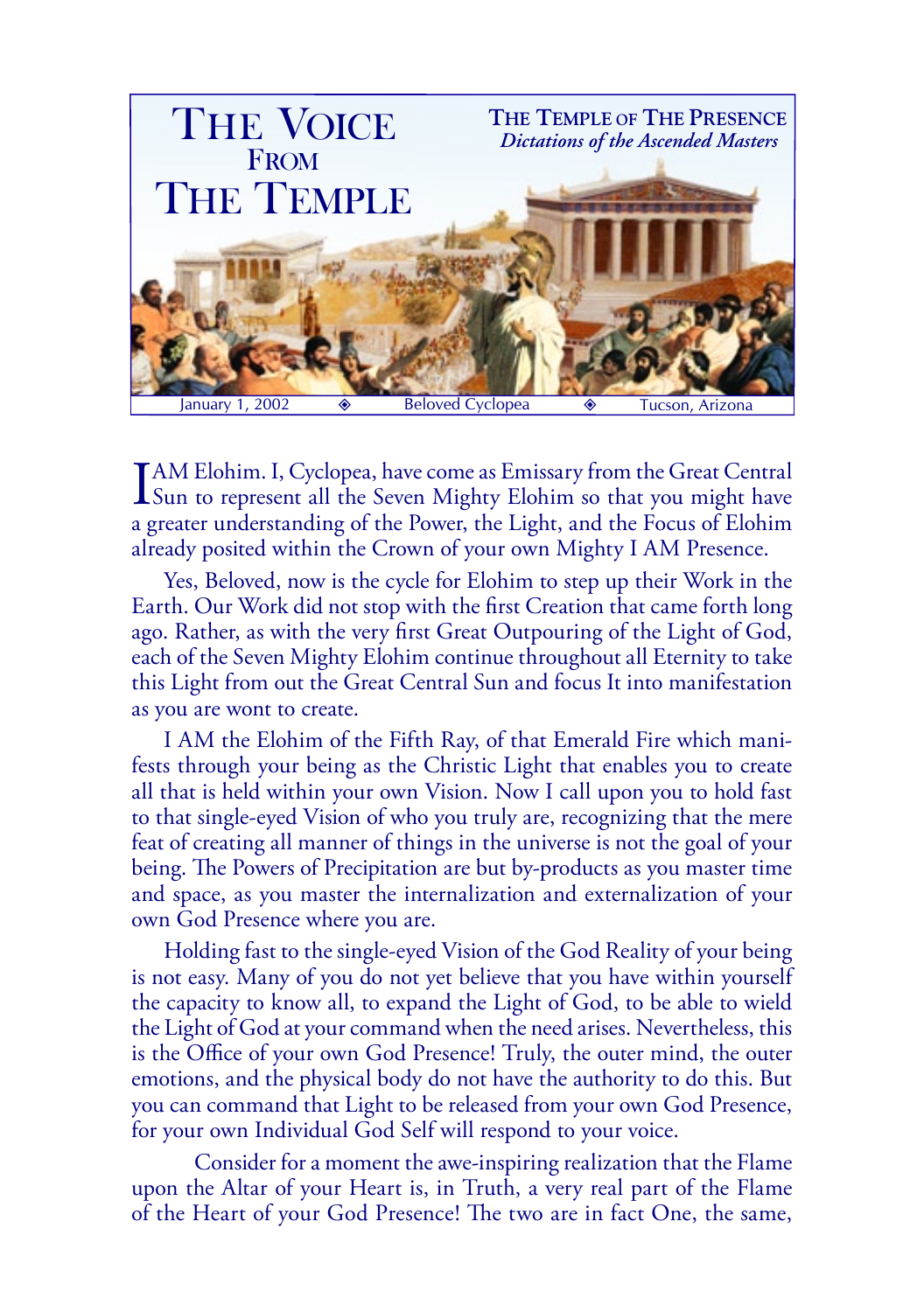# THE VOICE FROM THE TEMPLE

**THE TEMPLE OF THE PRESENCE**
*Dictations of the Ascended Masters*

January 1, 2002 ◈ Beloved Cyclopea ◈ Tucson, Arizona

I AM Elohim. I, Cyclopea, have come as Emissary from the Great Central Sun to represent all the Seven Mighty Elohim so that you might have a greater understanding of the Power, the Light, and the Focus of Elohim already posited within the Crown of your own Mighty I AM Presence.

Yes, Beloved, now is the cycle for Elohim to step up their Work in the Earth. Our Work did not stop with the first Creation that came forth long ago. Rather, as with the very first Great Outpouring of the Light of God, each of the Seven Mighty Elohim continue throughout all Eternity to take this Light from out the Great Central Sun and focus It into manifestation as you are wont to create.

I AM the Elohim of the Fifth Ray, of that Emerald Fire which manifests through your being as the Christic Light that enables you to create all that is held within your own Vision. Now I call upon you to hold fast to that single-eyed Vision of who you truly are, recognizing that the mere feat of creating all manner of things in the universe is not the goal of your being. The Powers of Precipitation are but by-products as you master time and space, as you master the internalization and externalization of your own God Presence where you are.

Holding fast to the single-eyed Vision of the God Reality of your being is not easy. Many of you do not yet believe that you have within yourself the capacity to know all, to expand the Light of God, to be able to wield the Light of God at your command when the need arises. Nevertheless, this is the Office of your own God Presence! Truly, the outer mind, the outer emotions, and the physical body do not have the authority to do this. But you can command that Light to be released from your own God Presence, for your own Individual God Self will respond to your voice.

Consider for a moment the awe-inspiring realization that the Flame upon the Altar of your Heart is, in Truth, a very real part of the Flame of the Heart of your God Presence! The two are in fact One, the same,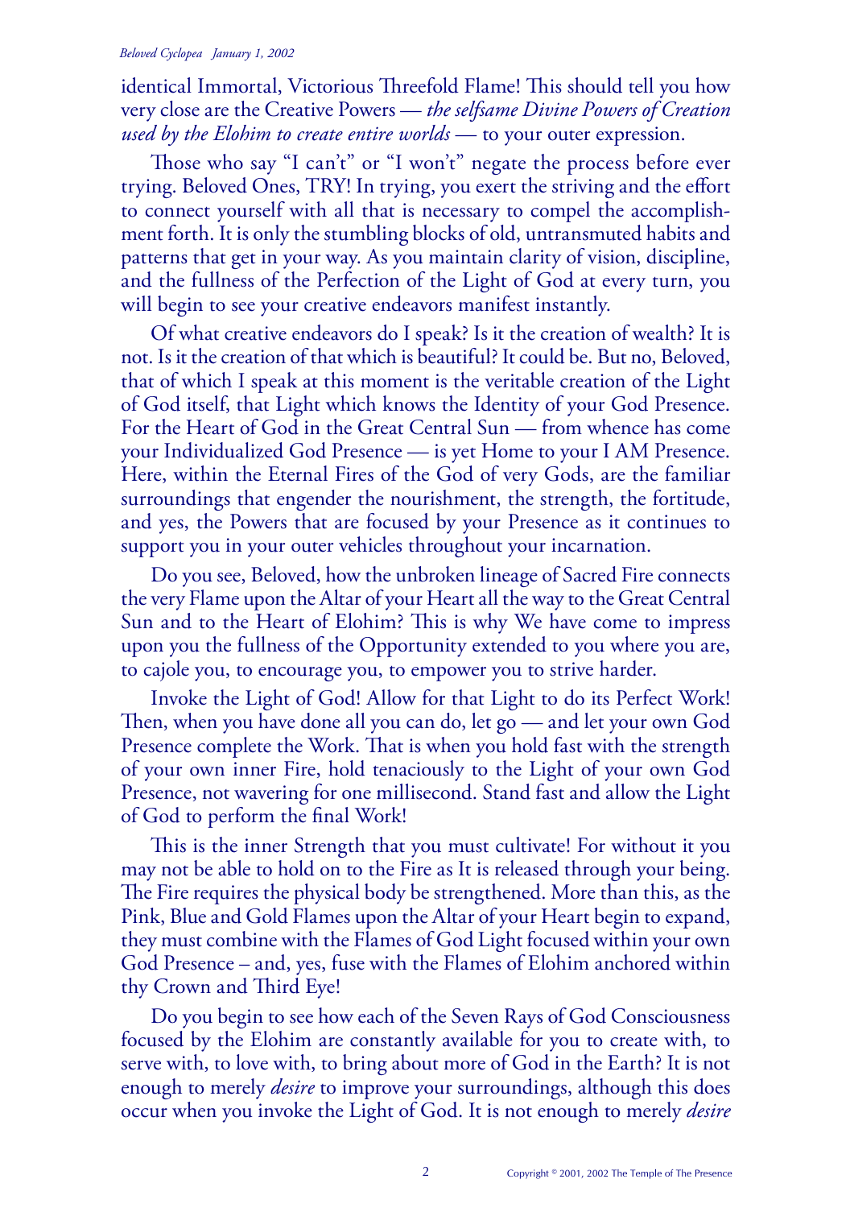identical Immortal, Victorious Threefold Flame! This should tell you how very close are the Creative Powers — *the selfsame Divine Powers of Creation used by the Elohim to create entire worlds* — to your outer expression.

Those who say "I can't" or "I won't" negate the process before ever trying. Beloved Ones, TRY! In trying, you exert the striving and the effort to connect yourself with all that is necessary to compel the accomplishment forth. It is only the stumbling blocks of old, untransmuted habits and patterns that get in your way. As you maintain clarity of vision, discipline, and the fullness of the Perfection of the Light of God at every turn, you will begin to see your creative endeavors manifest instantly.

Of what creative endeavors do I speak? Is it the creation of wealth? It is not. Is it the creation of that which is beautiful? It could be. But no, Beloved, that of which I speak at this moment is the veritable creation of the Light of God itself, that Light which knows the Identity of your God Presence. For the Heart of God in the Great Central Sun — from whence has come your Individualized God Presence — is yet Home to your I AM Presence. Here, within the Eternal Fires of the God of very Gods, are the familiar surroundings that engender the nourishment, the strength, the fortitude, and yes, the Powers that are focused by your Presence as it continues to support you in your outer vehicles throughout your incarnation.

Do you see, Beloved, how the unbroken lineage of Sacred Fire connects the very Flame upon the Altar of your Heart all the way to the Great Central Sun and to the Heart of Elohim? This is why We have come to impress upon you the fullness of the Opportunity extended to you where you are, to cajole you, to encourage you, to empower you to strive harder.

Invoke the Light of God! Allow for that Light to do its Perfect Work! Then, when you have done all you can do, let go — and let your own God Presence complete the Work. That is when you hold fast with the strength of your own inner Fire, hold tenaciously to the Light of your own God Presence, not wavering for one millisecond. Stand fast and allow the Light of God to perform the final Work!

This is the inner Strength that you must cultivate! For without it you may not be able to hold on to the Fire as It is released through your being. The Fire requires the physical body be strengthened. More than this, as the Pink, Blue and Gold Flames upon the Altar of your Heart begin to expand, they must combine with the Flames of God Light focused within your own God Presence – and, yes, fuse with the Flames of Elohim anchored within thy Crown and Third Eye!

Do you begin to see how each of the Seven Rays of God Consciousness focused by the Elohim are constantly available for you to create with, to serve with, to love with, to bring about more of God in the Earth? It is not enough to merely *desire* to improve your surroundings, although this does occur when you invoke the Light of God. It is not enough to merely *desire*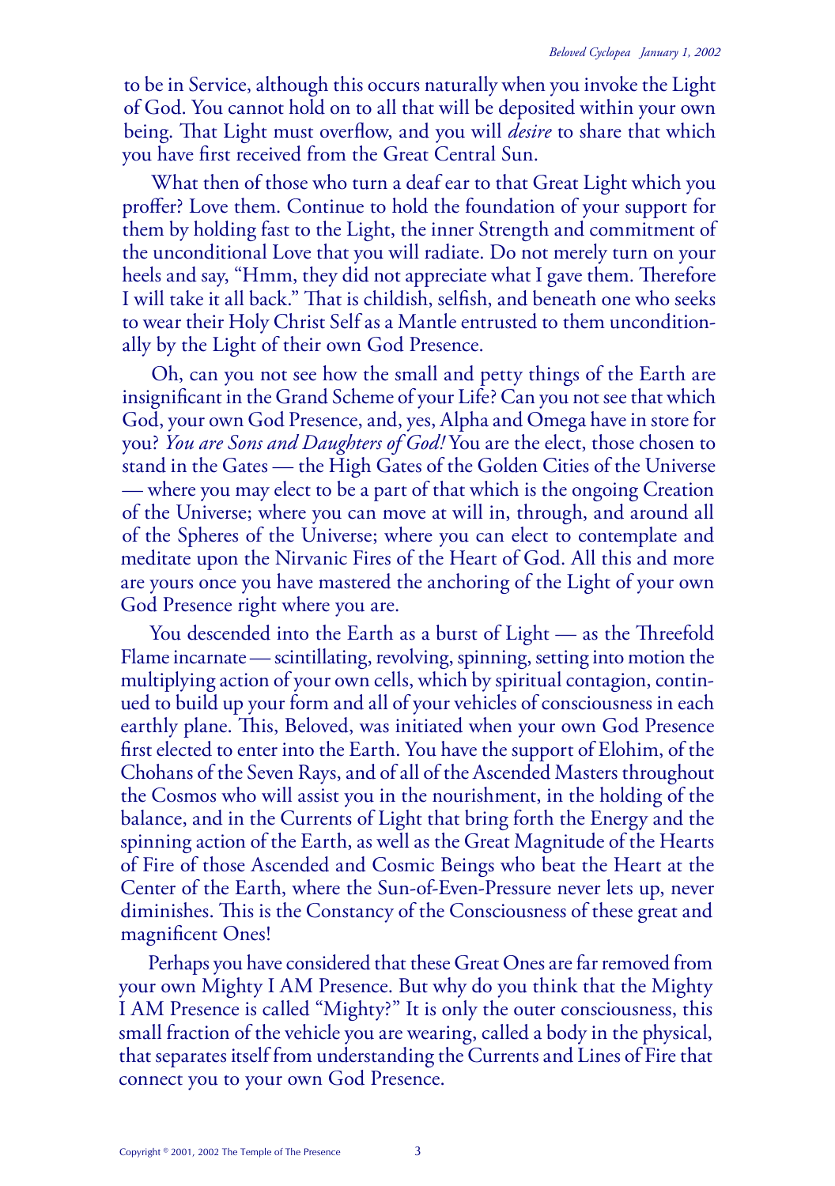to be in Service, although this occurs naturally when you invoke the Light of God. You cannot hold on to all that will be deposited within your own being. That Light must overflow, and you will *desire* to share that which you have first received from the Great Central Sun.

What then of those who turn a deaf ear to that Great Light which you proffer? Love them. Continue to hold the foundation of your support for them by holding fast to the Light, the inner Strength and commitment of the unconditional Love that you will radiate. Do not merely turn on your heels and say, "Hmm, they did not appreciate what I gave them. Therefore I will take it all back." That is childish, selfish, and beneath one who seeks to wear their Holy Christ Self as a Mantle entrusted to them unconditionally by the Light of their own God Presence.

Oh, can you not see how the small and petty things of the Earth are insignificant in the Grand Scheme of your Life? Can you not see that which God, your own God Presence, and, yes, Alpha and Omega have in store for you? *You are Sons and Daughters of God!* You are the elect, those chosen to stand in the Gates — the High Gates of the Golden Cities of the Universe — where you may elect to be a part of that which is the ongoing Creation of the Universe; where you can move at will in, through, and around all of the Spheres of the Universe; where you can elect to contemplate and meditate upon the Nirvanic Fires of the Heart of God. All this and more are yours once you have mastered the anchoring of the Light of your own God Presence right where you are.

You descended into the Earth as a burst of Light — as the Threefold Flame incarnate — scintillating, revolving, spinning, setting into motion the multiplying action of your own cells, which by spiritual contagion, continued to build up your form and all of your vehicles of consciousness in each earthly plane. This, Beloved, was initiated when your own God Presence first elected to enter into the Earth. You have the support of Elohim, of the Chohans of the Seven Rays, and of all of the Ascended Masters throughout the Cosmos who will assist you in the nourishment, in the holding of the balance, and in the Currents of Light that bring forth the Energy and the spinning action of the Earth, as well as the Great Magnitude of the Hearts of Fire of those Ascended and Cosmic Beings who beat the Heart at the Center of the Earth, where the Sun-of-Even-Pressure never lets up, never diminishes. This is the Constancy of the Consciousness of these great and magnificent Ones!

Perhaps you have considered that these Great Ones are far removed from your own Mighty I AM Presence. But why do you think that the Mighty I AM Presence is called "Mighty?" It is only the outer consciousness, this small fraction of the vehicle you are wearing, called a body in the physical, that separates itself from understanding the Currents and Lines of Fire that connect you to your own God Presence.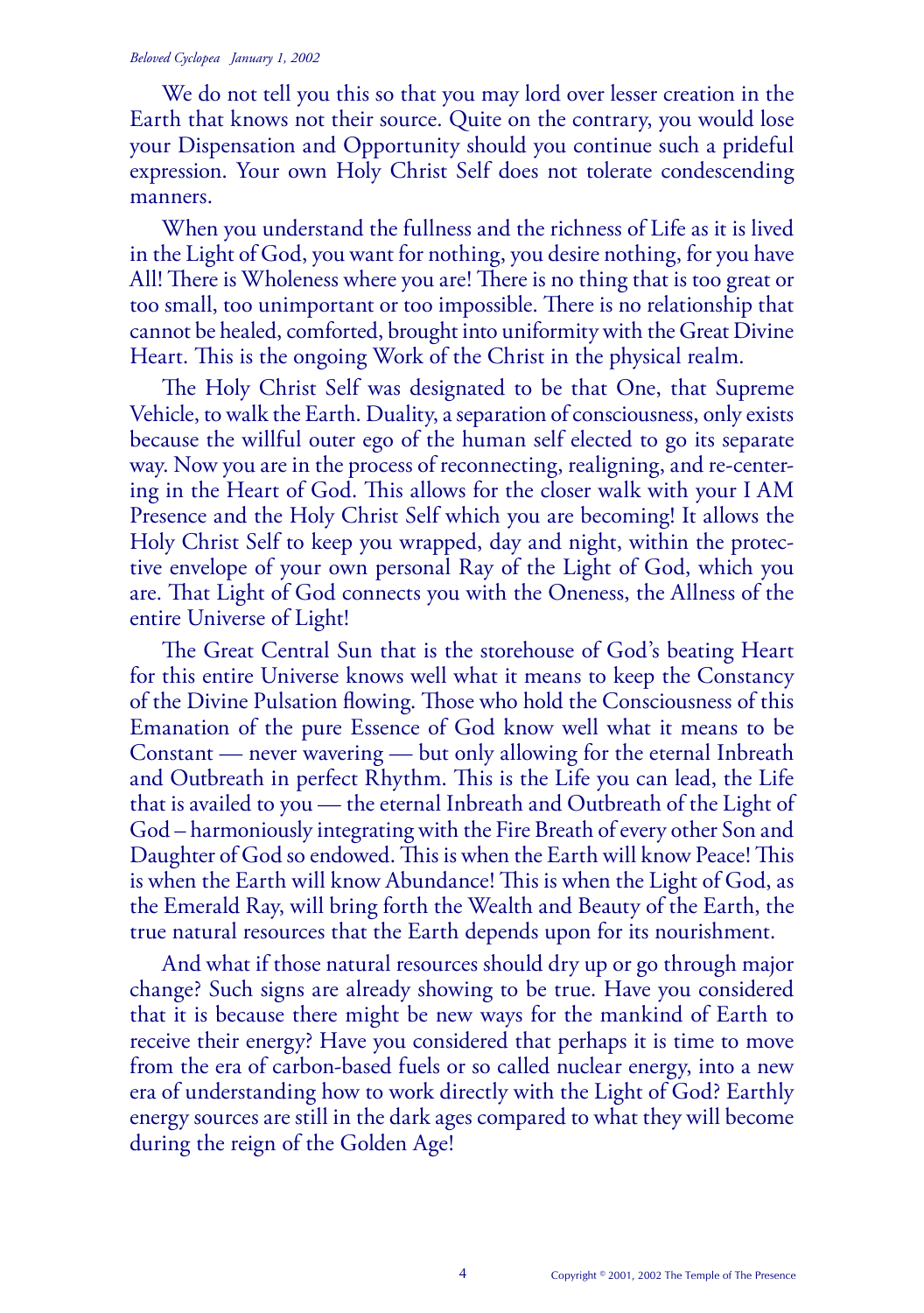We do not tell you this so that you may lord over lesser creation in the Earth that knows not their source. Quite on the contrary, you would lose your Dispensation and Opportunity should you continue such a prideful expression. Your own Holy Christ Self does not tolerate condescending manners.

When you understand the fullness and the richness of Life as it is lived in the Light of God, you want for nothing, you desire nothing, for you have All! There is Wholeness where you are! There is no thing that is too great or too small, too unimportant or too impossible. There is no relationship that cannot be healed, comforted, brought into uniformity with the Great Divine Heart. This is the ongoing Work of the Christ in the physical realm.

The Holy Christ Self was designated to be that One, that Supreme Vehicle, to walk the Earth. Duality, a separation of consciousness, only exists because the willful outer ego of the human self elected to go its separate way. Now you are in the process of reconnecting, realigning, and re-centering in the Heart of God. This allows for the closer walk with your I AM Presence and the Holy Christ Self which you are becoming! It allows the Holy Christ Self to keep you wrapped, day and night, within the protective envelope of your own personal Ray of the Light of God, which you are. That Light of God connects you with the Oneness, the Allness of the entire Universe of Light!

The Great Central Sun that is the storehouse of God's beating Heart for this entire Universe knows well what it means to keep the Constancy of the Divine Pulsation flowing. Those who hold the Consciousness of this Emanation of the pure Essence of God know well what it means to be Constant — never wavering — but only allowing for the eternal Inbreath and Outbreath in perfect Rhythm. This is the Life you can lead, the Life that is availed to you — the eternal Inbreath and Outbreath of the Light of God – harmoniously integrating with the Fire Breath of every other Son and Daughter of God so endowed. This is when the Earth will know Peace! This is when the Earth will know Abundance! This is when the Light of God, as the Emerald Ray, will bring forth the Wealth and Beauty of the Earth, the true natural resources that the Earth depends upon for its nourishment.

And what if those natural resources should dry up or go through major change? Such signs are already showing to be true. Have you considered that it is because there might be new ways for the mankind of Earth to receive their energy? Have you considered that perhaps it is time to move from the era of carbon-based fuels or so called nuclear energy, into a new era of understanding how to work directly with the Light of God? Earthly energy sources are still in the dark ages compared to what they will become during the reign of the Golden Age!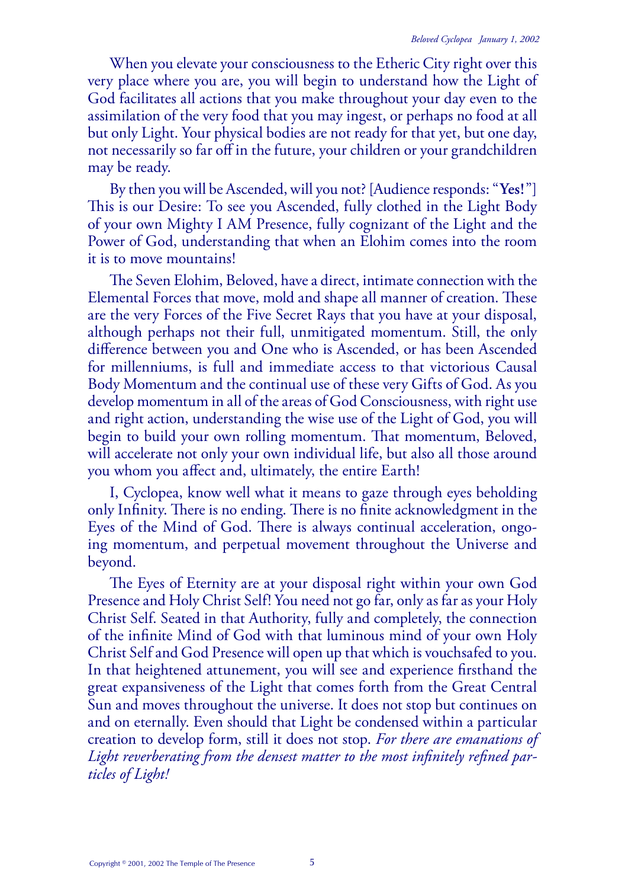When you elevate your consciousness to the Etheric City right over this very place where you are, you will begin to understand how the Light of God facilitates all actions that you make throughout your day even to the assimilation of the very food that you may ingest, or perhaps no food at all but only Light. Your physical bodies are not ready for that yet, but one day, not necessarily so far off in the future, your children or your grandchildren may be ready.

By then you will be Ascended, will you not? [Audience responds: "**Yes!**"] This is our Desire: To see you Ascended, fully clothed in the Light Body of your own Mighty I AM Presence, fully cognizant of the Light and the Power of God, understanding that when an Elohim comes into the room it is to move mountains!

The Seven Elohim, Beloved, have a direct, intimate connection with the Elemental Forces that move, mold and shape all manner of creation. These are the very Forces of the Five Secret Rays that you have at your disposal, although perhaps not their full, unmitigated momentum. Still, the only difference between you and One who is Ascended, or has been Ascended for millenniums, is full and immediate access to that victorious Causal Body Momentum and the continual use of these very Gifts of God. As you develop momentum in all of the areas of God Consciousness, with right use and right action, understanding the wise use of the Light of God, you will begin to build your own rolling momentum. That momentum, Beloved, will accelerate not only your own individual life, but also all those around you whom you affect and, ultimately, the entire Earth!

I, Cyclopea, know well what it means to gaze through eyes beholding only Infinity. There is no ending. There is no finite acknowledgment in the Eyes of the Mind of God. There is always continual acceleration, ongoing momentum, and perpetual movement throughout the Universe and beyond.

The Eyes of Eternity are at your disposal right within your own God Presence and Holy Christ Self! You need not go far, only as far as your Holy Christ Self. Seated in that Authority, fully and completely, the connection of the infinite Mind of God with that luminous mind of your own Holy Christ Self and God Presence will open up that which is vouchsafed to you. In that heightened attunement, you will see and experience firsthand the great expansiveness of the Light that comes forth from the Great Central Sun and moves throughout the universe. It does not stop but continues on and on eternally. Even should that Light be condensed within a particular creation to develop form, still it does not stop. *For there are emanations of Light reverberating from the densest matter to the most infinitely refined particles of Light!*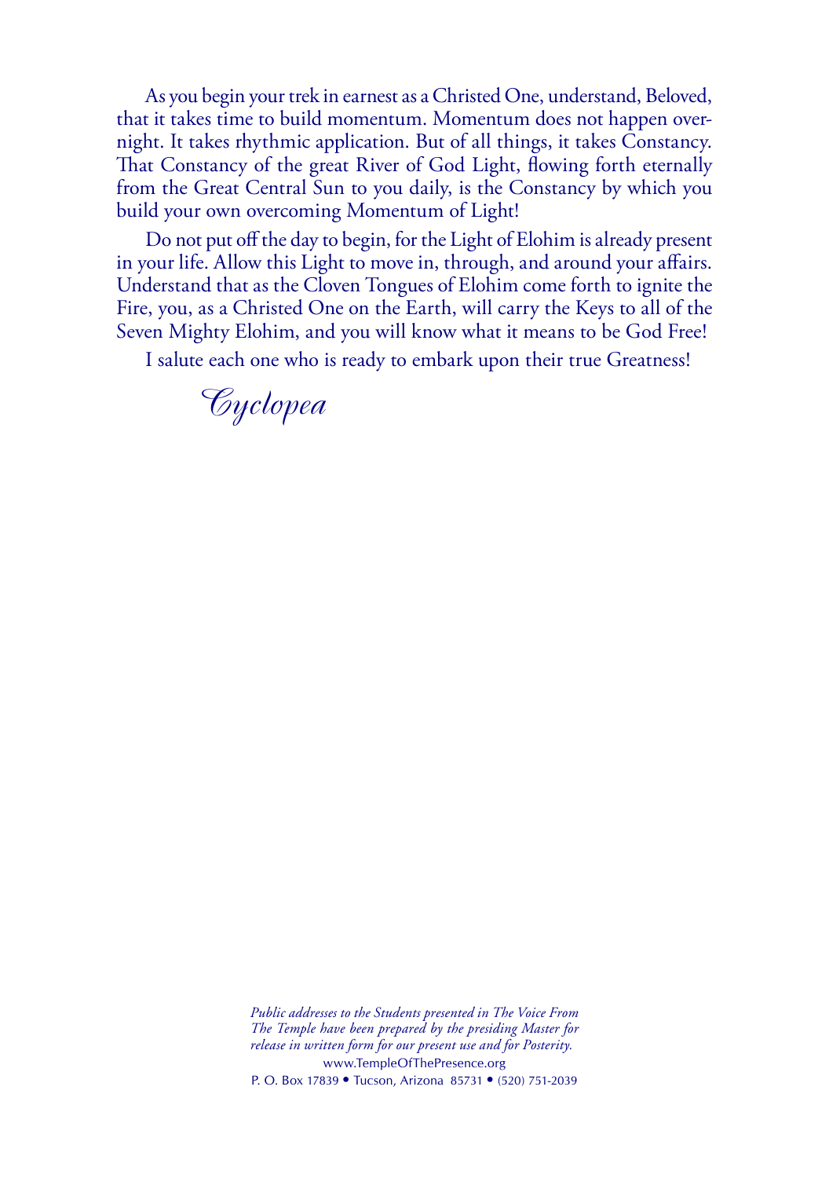As you begin your trek in earnest as a Christed One, understand, Beloved, that it takes time to build momentum. Momentum does not happen overnight. It takes rhythmic application. But of all things, it takes Constancy. That Constancy of the great River of God Light, flowing forth eternally from the Great Central Sun to you daily, is the Constancy by which you build your own overcoming Momentum of Light!

Do not put off the day to begin, for the Light of Elohim is already present in your life. Allow this Light to move in, through, and around your affairs. Understand that as the Cloven Tongues of Elohim come forth to ignite the Fire, you, as a Christed One on the Earth, will carry the Keys to all of the Seven Mighty Elohim, and you will know what it means to be God Free!

I salute each one who is ready to embark upon their true Greatness!

*Cyclopea*

*Public addresses to the Students presented in The Voice From The Temple have been prepared by the presiding Master for release in written form for our present use and for Posterity.*

www.TempleOfThePresence.org

P. O. Box 17839 • Tucson, Arizona 85731 • (520) 751-2039